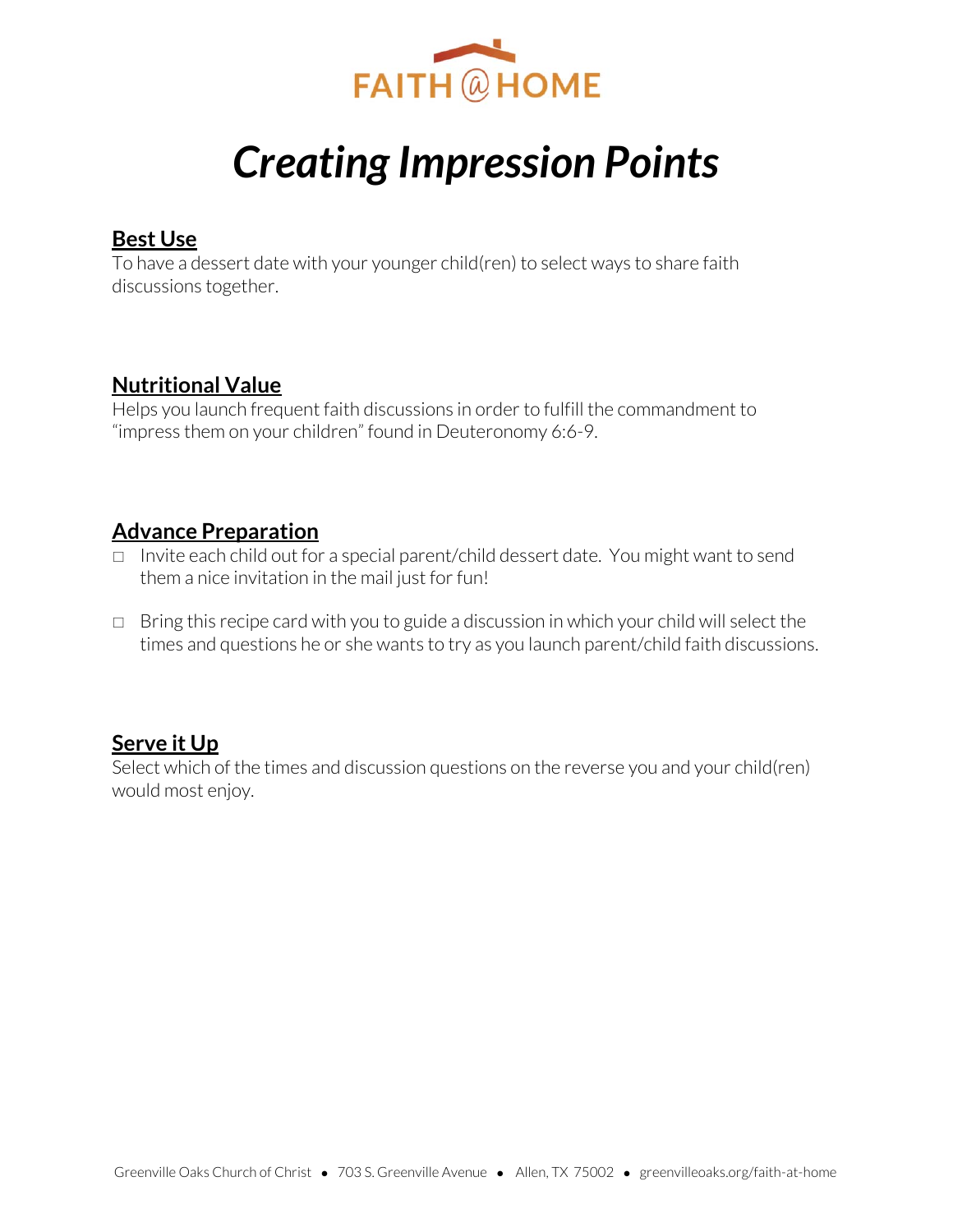FAITH @ HOME

# *Creating Impression Points*

## Best Use

To have a dessert date with your younger child(ren) to select ways to share faith discussions together.

## Nutritional Value

Helps you launch frequent faith discussions in order to fulfill the commandment to "impress them on your children" found in Deuteronomy 6:6-9.

## Advance Preparation

- ☐ Invite each child out for a special parent/child dessert date. You might want to send them a nice invitation in the mail just for fun!
- ☐ Bring this recipe card with you to guide a discussion in which your child will select the times and questions he or she wants to try as you launch parent/child faith discussions.

## Serve it Up

Select which of the times and discussion questions on the reverse you and your child(ren) would most enjoy.

Greenville Oaks Church of Christ • 703 S. Greenville Avenue • Allen, TX 75002 • greenvilleoaks.org/faith-at-home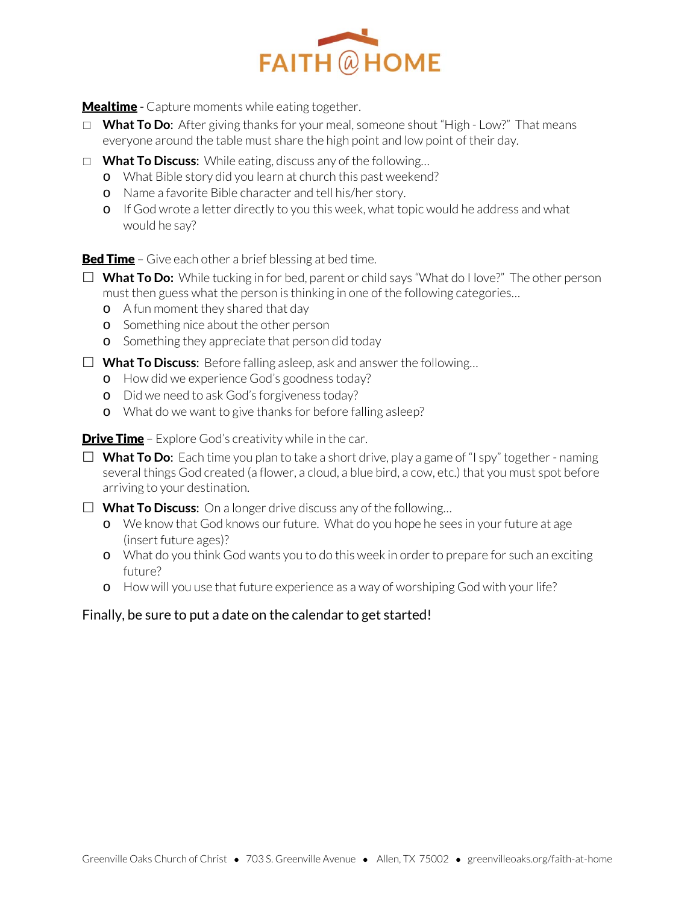# FAITH @ HOME

**Mealtime** - Capture moments while eating together.

- [ ] **What To Do:** After giving thanks for your meal, someone shout "High - Low?" That means everyone around the table must share the high point and low point of their day.
- [ ] **What To Discuss:** While eating, discuss any of the following…
  - What Bible story did you learn at church this past weekend?
  - Name a favorite Bible character and tell his/her story.
  - If God wrote a letter directly to you this week, what topic would he address and what would he say?

**Bed Time** – Give each other a brief blessing at bed time.

- [ ] **What To Do:** While tucking in for bed, parent or child says "What do I love?" The other person must then guess what the person is thinking in one of the following categories…
  - A fun moment they shared that day
  - Something nice about the other person
  - Something they appreciate that person did today
- [ ] **What To Discuss:** Before falling asleep, ask and answer the following…
  - How did we experience God's goodness today?
  - Did we need to ask God's forgiveness today?
  - What do we want to give thanks for before falling asleep?

**Drive Time** – Explore God's creativity while in the car.

- [ ] **What To Do:** Each time you plan to take a short drive, play a game of "I spy" together - naming several things God created (a flower, a cloud, a blue bird, a cow, etc.) that you must spot before arriving to your destination.
- [ ] **What To Discuss:** On a longer drive discuss any of the following…
  - We know that God knows our future. What do you hope he sees in your future at age (insert future ages)?
  - What do you think God wants you to do this week in order to prepare for such an exciting future?
  - How will you use that future experience as a way of worshiping God with your life?

Finally, be sure to put a date on the calendar to get started!

Greenville Oaks Church of Christ • 703 S. Greenville Avenue • Allen, TX 75002 • greenvilleoaks.org/faith-at-home